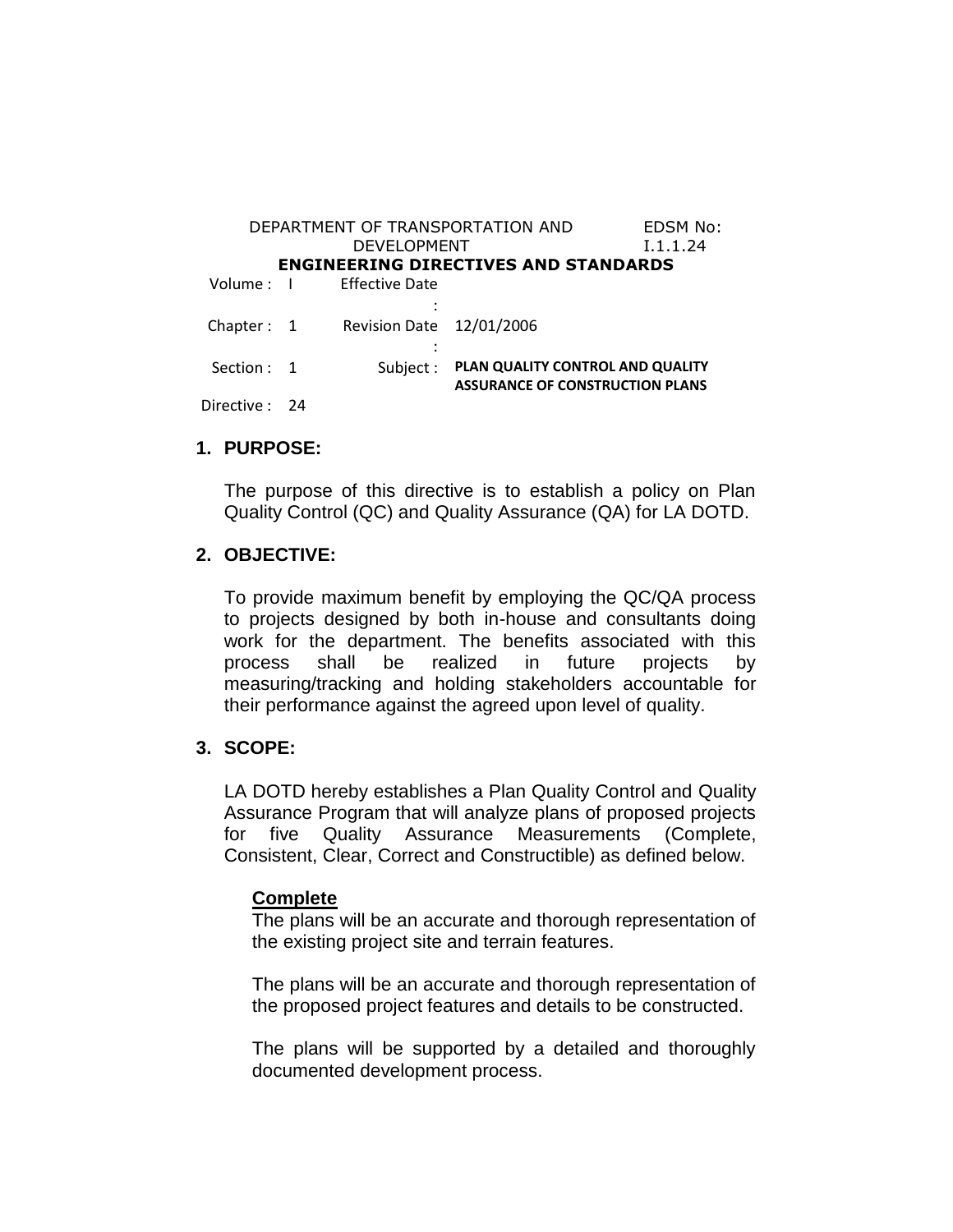DEPARTMENT OF TRANSPORTATION AND DEVELOPMENT

EDSM No: I.1.1.24

**ENGINEERING DIRECTIVES AND STANDARDS**

| | | | |
|---|---|---|---|
| Volume : | I | Effective Date : | |
| Chapter : | 1 | Revision Date : | 12/01/2006 |
| Section : | 1 | Subject : | **PLAN QUALITY CONTROL AND QUALITY ASSURANCE OF CONSTRUCTION PLANS** |
| Directive : | 24 | | |

## 1. PURPOSE:

The purpose of this directive is to establish a policy on Plan Quality Control (QC) and Quality Assurance (QA) for LA DOTD.

## 2. OBJECTIVE:

To provide maximum benefit by employing the QC/QA process to projects designed by both in-house and consultants doing work for the department. The benefits associated with this process shall be realized in future projects by measuring/tracking and holding stakeholders accountable for their performance against the agreed upon level of quality.

## 3. SCOPE:

LA DOTD hereby establishes a Plan Quality Control and Quality Assurance Program that will analyze plans of proposed projects for five Quality Assurance Measurements (Complete, Consistent, Clear, Correct and Constructible) as defined below.

**Complete**

The plans will be an accurate and thorough representation of the existing project site and terrain features.

The plans will be an accurate and thorough representation of the proposed project features and details to be constructed.

The plans will be supported by a detailed and thoroughly documented development process.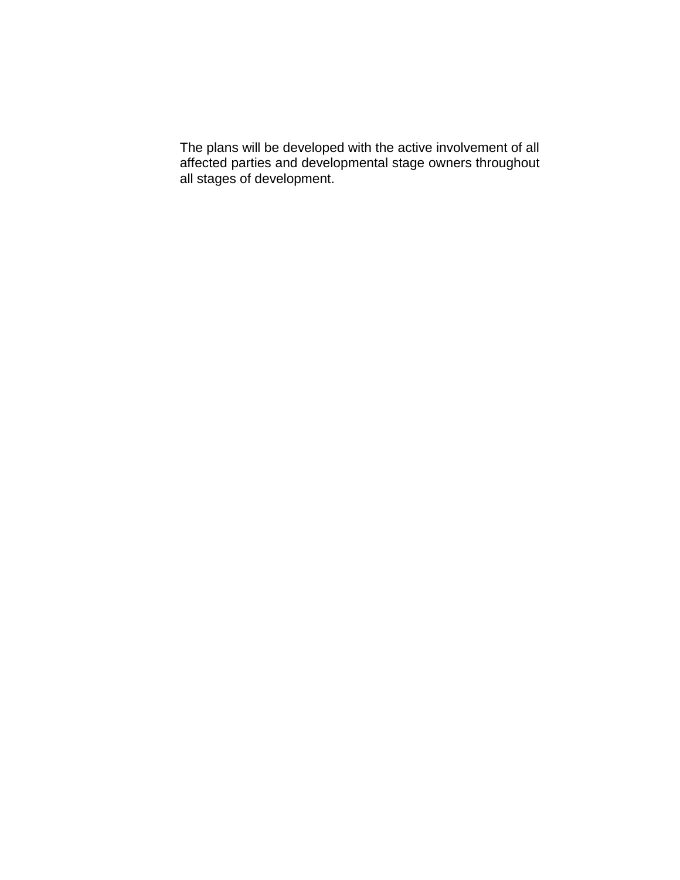The plans will be developed with the active involvement of all affected parties and developmental stage owners throughout all stages of development.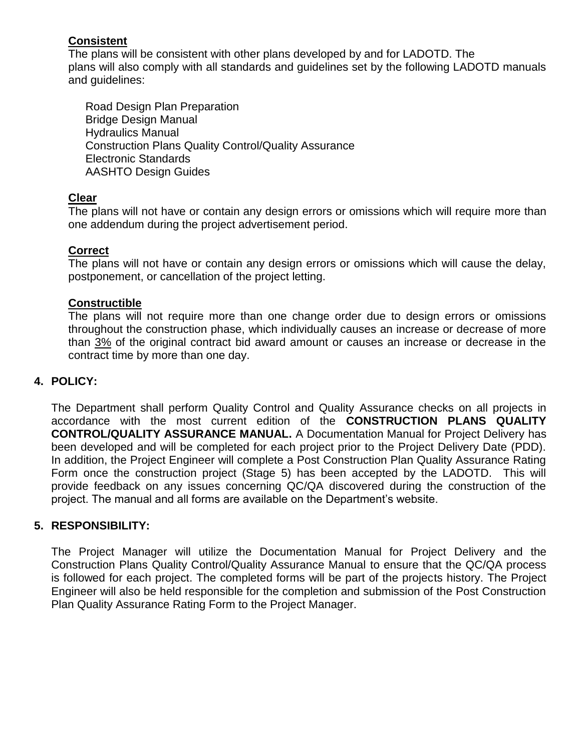**Consistent**

The plans will be consistent with other plans developed by and for LADOTD. The plans will also comply with all standards and guidelines set by the following LADOTD manuals and guidelines:

- Road Design Plan Preparation
- Bridge Design Manual
- Hydraulics Manual
- Construction Plans Quality Control/Quality Assurance
- Electronic Standards
- AASHTO Design Guides

**Clear**

The plans will not have or contain any design errors or omissions which will require more than one addendum during the project advertisement period.

**Correct**

The plans will not have or contain any design errors or omissions which will cause the delay, postponement, or cancellation of the project letting.

**Constructible**

The plans will not require more than one change order due to design errors or omissions throughout the construction phase, which individually causes an increase or decrease of more than 3% of the original contract bid award amount or causes an increase or decrease in the contract time by more than one day.

## 4. POLICY:

The Department shall perform Quality Control and Quality Assurance checks on all projects in accordance with the most current edition of the **CONSTRUCTION PLANS QUALITY CONTROL/QUALITY ASSURANCE MANUAL.** A Documentation Manual for Project Delivery has been developed and will be completed for each project prior to the Project Delivery Date (PDD). In addition, the Project Engineer will complete a Post Construction Plan Quality Assurance Rating Form once the construction project (Stage 5) has been accepted by the LADOTD. This will provide feedback on any issues concerning QC/QA discovered during the construction of the project. The manual and all forms are available on the Department's website.

## 5. RESPONSIBILITY:

The Project Manager will utilize the Documentation Manual for Project Delivery and the Construction Plans Quality Control/Quality Assurance Manual to ensure that the QC/QA process is followed for each project. The completed forms will be part of the projects history. The Project Engineer will also be held responsible for the completion and submission of the Post Construction Plan Quality Assurance Rating Form to the Project Manager.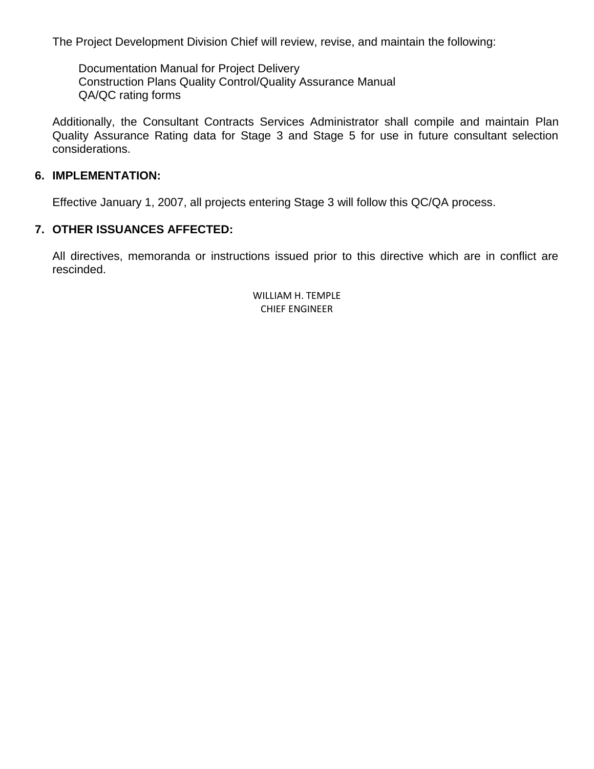The Project Development Division Chief will review, revise, and maintain the following:

Documentation Manual for Project Delivery
Construction Plans Quality Control/Quality Assurance Manual
QA/QC rating forms

Additionally, the Consultant Contracts Services Administrator shall compile and maintain Plan Quality Assurance Rating data for Stage 3 and Stage 5 for use in future consultant selection considerations.

**6. IMPLEMENTATION:**

Effective January 1, 2007, all projects entering Stage 3 will follow this QC/QA process.

**7. OTHER ISSUANCES AFFECTED:**

All directives, memoranda or instructions issued prior to this directive which are in conflict are rescinded.

WILLIAM H. TEMPLE
CHIEF ENGINEER